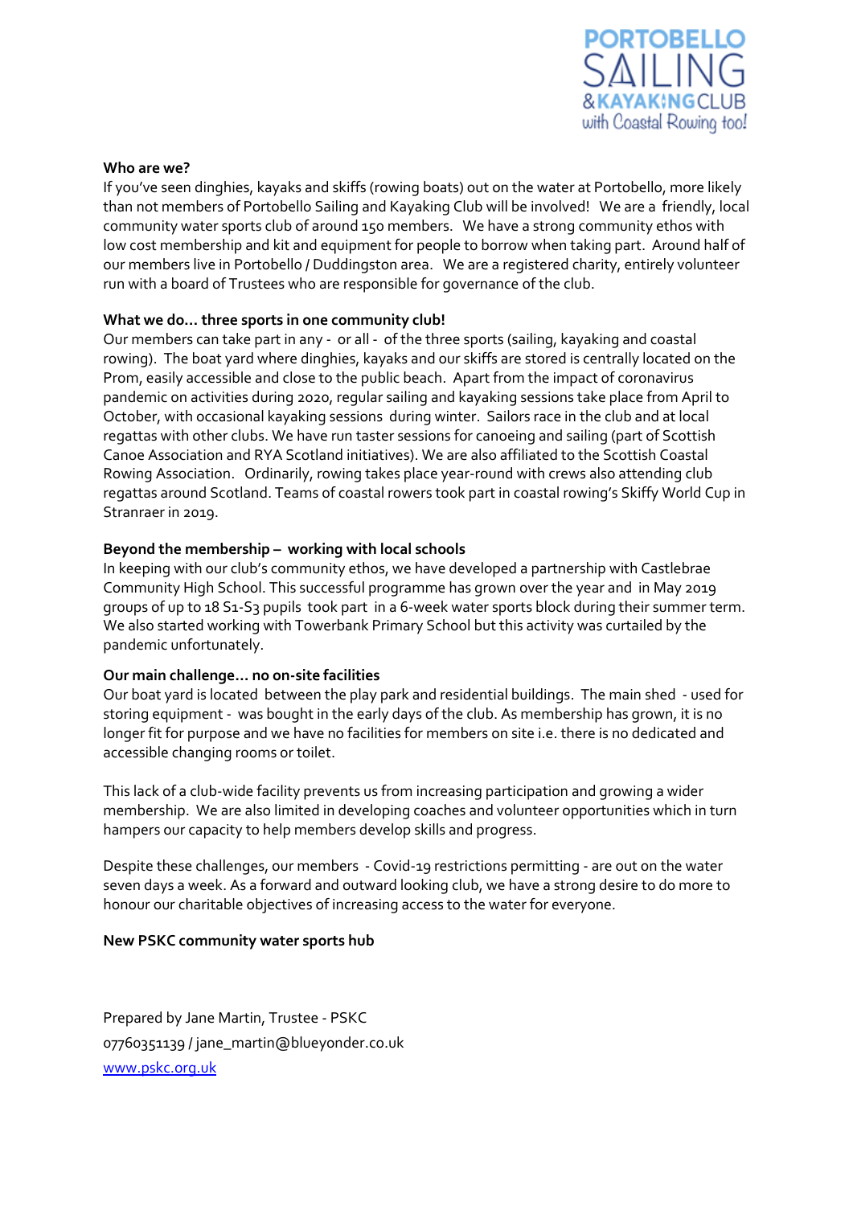PORTOBELLO SAILING & KAYAKING CLUB with Coastal Rowing too!

**Who are we?**

If you've seen dinghies, kayaks and skiffs (rowing boats) out on the water at Portobello, more likely than not members of Portobello Sailing and Kayaking Club will be involved! We are a friendly, local community water sports club of around 150 members. We have a strong community ethos with low cost membership and kit and equipment for people to borrow when taking part. Around half of our members live in Portobello / Duddingston area. We are a registered charity, entirely volunteer run with a board of Trustees who are responsible for governance of the club.

**What we do… three sports in one community club!**

Our members can take part in any - or all - of the three sports (sailing, kayaking and coastal rowing). The boat yard where dinghies, kayaks and our skiffs are stored is centrally located on the Prom, easily accessible and close to the public beach. Apart from the impact of coronavirus pandemic on activities during 2020, regular sailing and kayaking sessions take place from April to October, with occasional kayaking sessions during winter. Sailors race in the club and at local regattas with other clubs. We have run taster sessions for canoeing and sailing (part of Scottish Canoe Association and RYA Scotland initiatives). We are also affiliated to the Scottish Coastal Rowing Association. Ordinarily, rowing takes place year-round with crews also attending club regattas around Scotland. Teams of coastal rowers took part in coastal rowing's Skiffy World Cup in Stranraer in 2019.

**Beyond the membership – working with local schools**

In keeping with our club's community ethos, we have developed a partnership with Castlebrae Community High School. This successful programme has grown over the year and in May 2019 groups of up to 18 S1-S3 pupils took part in a 6-week water sports block during their summer term. We also started working with Towerbank Primary School but this activity was curtailed by the pandemic unfortunately.

**Our main challenge… no on-site facilities**

Our boat yard is located between the play park and residential buildings. The main shed - used for storing equipment - was bought in the early days of the club. As membership has grown, it is no longer fit for purpose and we have no facilities for members on site i.e. there is no dedicated and accessible changing rooms or toilet.

This lack of a club-wide facility prevents us from increasing participation and growing a wider membership. We are also limited in developing coaches and volunteer opportunities which in turn hampers our capacity to help members develop skills and progress.

Despite these challenges, our members - Covid-19 restrictions permitting - are out on the water seven days a week. As a forward and outward looking club, we have a strong desire to do more to honour our charitable objectives of increasing access to the water for everyone.

**New PSKC community water sports hub**

Prepared by Jane Martin, Trustee - PSKC
07760351139 / jane_martin@blueyonder.co.uk
[www.pskc.org.uk](http://www.pskc.org.uk)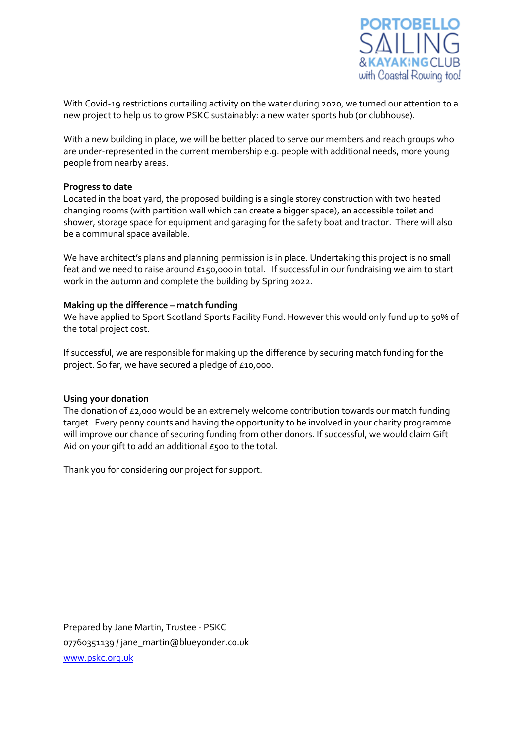PORTOBELLO SAILING & KAYAKING CLUB with Coastal Rowing too!

With Covid-19 restrictions curtailing activity on the water during 2020, we turned our attention to a new project to help us to grow PSKC sustainably: a new water sports hub (or clubhouse).

With a new building in place, we will be better placed to serve our members and reach groups who are under-represented in the current membership e.g. people with additional needs, more young people from nearby areas.

**Progress to date**

Located in the boat yard, the proposed building is a single storey construction with two heated changing rooms (with partition wall which can create a bigger space), an accessible toilet and shower, storage space for equipment and garaging for the safety boat and tractor. There will also be a communal space available.

We have architect's plans and planning permission is in place. Undertaking this project is no small feat and we need to raise around £150,000 in total. If successful in our fundraising we aim to start work in the autumn and complete the building by Spring 2022.

**Making up the difference – match funding**

We have applied to Sport Scotland Sports Facility Fund. However this would only fund up to 50% of the total project cost.

If successful, we are responsible for making up the difference by securing match funding for the project. So far, we have secured a pledge of £10,000.

**Using your donation**

The donation of £2,000 would be an extremely welcome contribution towards our match funding target. Every penny counts and having the opportunity to be involved in your charity programme will improve our chance of securing funding from other donors. If successful, we would claim Gift Aid on your gift to add an additional £500 to the total.

Thank you for considering our project for support.

Prepared by Jane Martin, Trustee - PSKC

07760351139 / jane_martin@blueyonder.co.uk

[www.pskc.org.uk](http://www.pskc.org.uk)